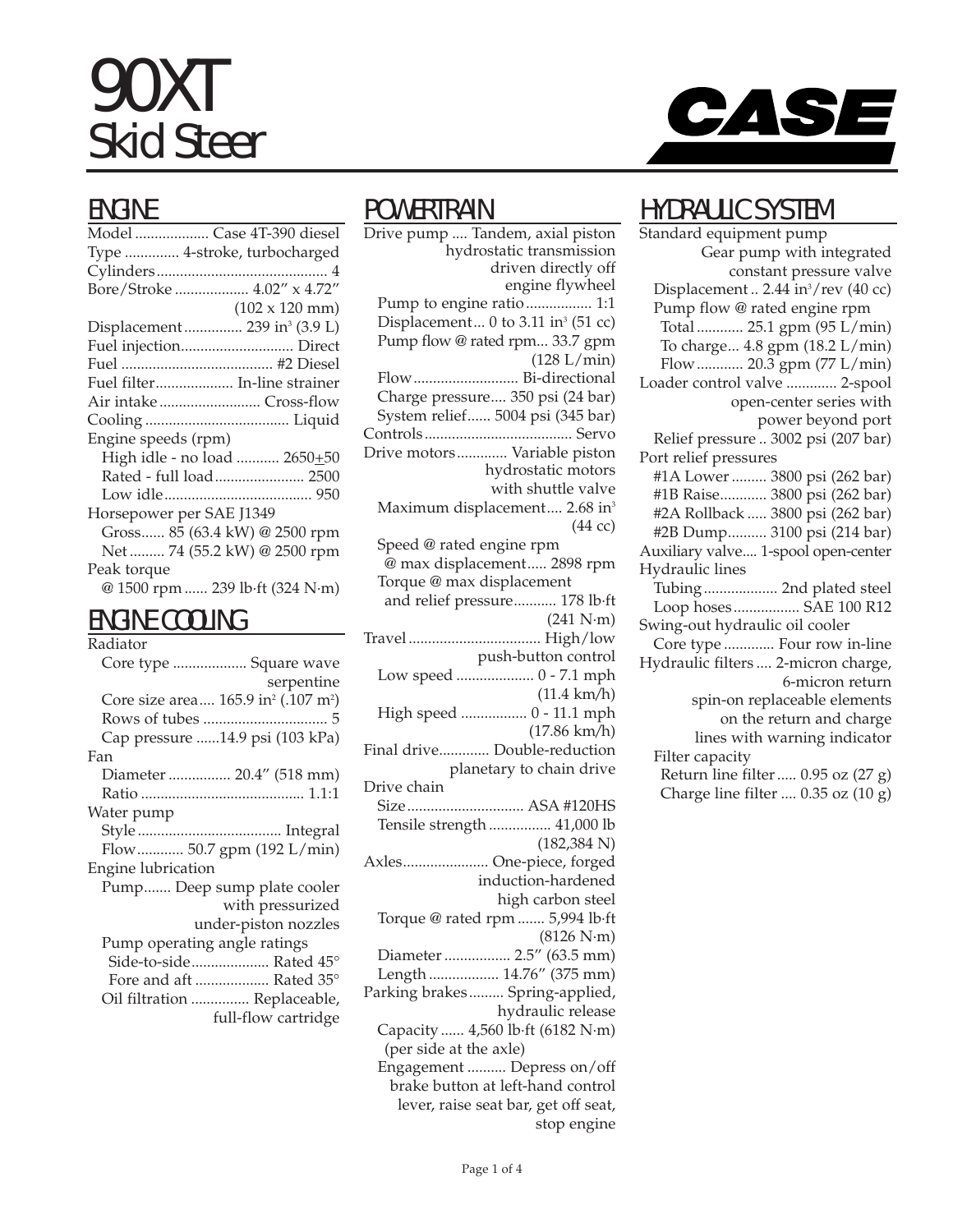# 90XT
# Skid Steer

CASE

## ENGINE

Model ................... Case 4T-390 diesel
Type .............. 4-stroke, turbocharged
Cylinders ........................................... 4
Bore/Stroke ................... 4.02" x 4.72" (102 x 120 mm)
Displacement ............... 239 in$^3$ (3.9 L)
Fuel injection............................. Direct
Fuel ....................................... #2 Diesel
Fuel filter.................... In-line strainer
Air intake .......................... Cross-flow
Cooling .................................... Liquid
Engine speeds (rpm)
- High idle - no load ........... 2650$\pm$50
- Rated - full load....................... 2500
- Low idle...................................... 950

Horsepower per SAE J1349
- Gross...... 85 (63.4 kW) @ 2500 rpm
- Net ......... 74 (55.2 kW) @ 2500 rpm

Peak torque
- @ 1500 rpm ...... 239 lb·ft (324 N·m)

## ENGINE COOLING

Radiator
- Core type ................... Square wave serpentine
- Core size area.... 165.9 in$^2$ (.107 m$^2$)
- Rows of tubes ................................ 5
- Cap pressure ......14.9 psi (103 kPa)

Fan
- Diameter ................ 20.4" (518 mm)
- Ratio .......................................... 1.1:1

Water pump
- Style ..................................... Integral
- Flow............ 50.7 gpm (192 L/min)

Engine lubrication
- Pump....... Deep sump plate cooler with pressurized under-piston nozzles
- Pump operating angle ratings
  - Side-to-side.................... Rated 45°
  - Fore and aft ................... Rated 35°
- Oil filtration ............... Replaceable, full-flow cartridge

## POWERTRAIN

Drive pump .... Tandem, axial piston hydrostatic transmission driven directly off engine flywheel
- Pump to engine ratio................. 1:1
- Displacement... 0 to 3.11 in$^3$ (51 cc)
- Pump flow @ rated rpm... 33.7 gpm (128 L/min)
- Flow........................... Bi-directional
- Charge pressure.... 350 psi (24 bar)
- System relief...... 5004 psi (345 bar)

Controls...................................... Servo
Drive motors............. Variable piston hydrostatic motors with shuttle valve
- Maximum displacement.... 2.68 in$^3$ (44 cc)
- Speed @ rated engine rpm
  - @ max displacement..... 2898 rpm
- Torque @ max displacement
  - and relief pressure........... 178 lb·ft (241 N·m)

Travel .................................. High/low push-button control
- Low speed .................... 0 - 7.1 mph (11.4 km/h)
- High speed ................. 0 - 11.1 mph (17.86 km/h)

Final drive............. Double-reduction planetary to chain drive
Drive chain
- Size.............................. ASA #120HS
- Tensile strength ................ 41,000 lb (182,384 N)

Axles...................... One-piece, forged induction-hardened high carbon steel
- Torque @ rated rpm ....... 5,994 lb·ft (8126 N·m)
- Diameter ................. 2.5" (63.5 mm)
- Length .................. 14.76" (375 mm)

Parking brakes......... Spring-applied, hydraulic release
- Capacity ...... 4,560 lb·ft (6182 N·m) (per side at the axle)
- Engagement .......... Depress on/off brake button at left-hand control lever, raise seat bar, get off seat, stop engine

## HYDRAULIC SYSTEM

Standard equipment pump
Gear pump with integrated constant pressure valve
- Displacement .. 2.44 in$^3$/rev (40 cc)
- Pump flow @ rated engine rpm
  - Total ............ 25.1 gpm (95 L/min)
  - To charge... 4.8 gpm (18.2 L/min)
  - Flow............ 20.3 gpm (77 L/min)

Loader control valve ............. 2-spool open-center series with power beyond port
- Relief pressure .. 3002 psi (207 bar)

Port relief pressures
- #1A Lower ......... 3800 psi (262 bar)
- #1B Raise............ 3800 psi (262 bar)
- #2A Rollback ..... 3800 psi (262 bar)
- #2B Dump.......... 3100 psi (214 bar)

Auxiliary valve.... 1-spool open-center
Hydraulic lines
- Tubing................... 2nd plated steel
- Loop hoses................. SAE 100 R12

Swing-out hydraulic oil cooler
- Core type ............. Four row in-line

Hydraulic filters .... 2-micron charge, 6-micron return spin-on replaceable elements on the return and charge lines with warning indicator
- Filter capacity
  - Return line filter..... 0.95 oz (27 g)
  - Charge line filter .... 0.35 oz (10 g)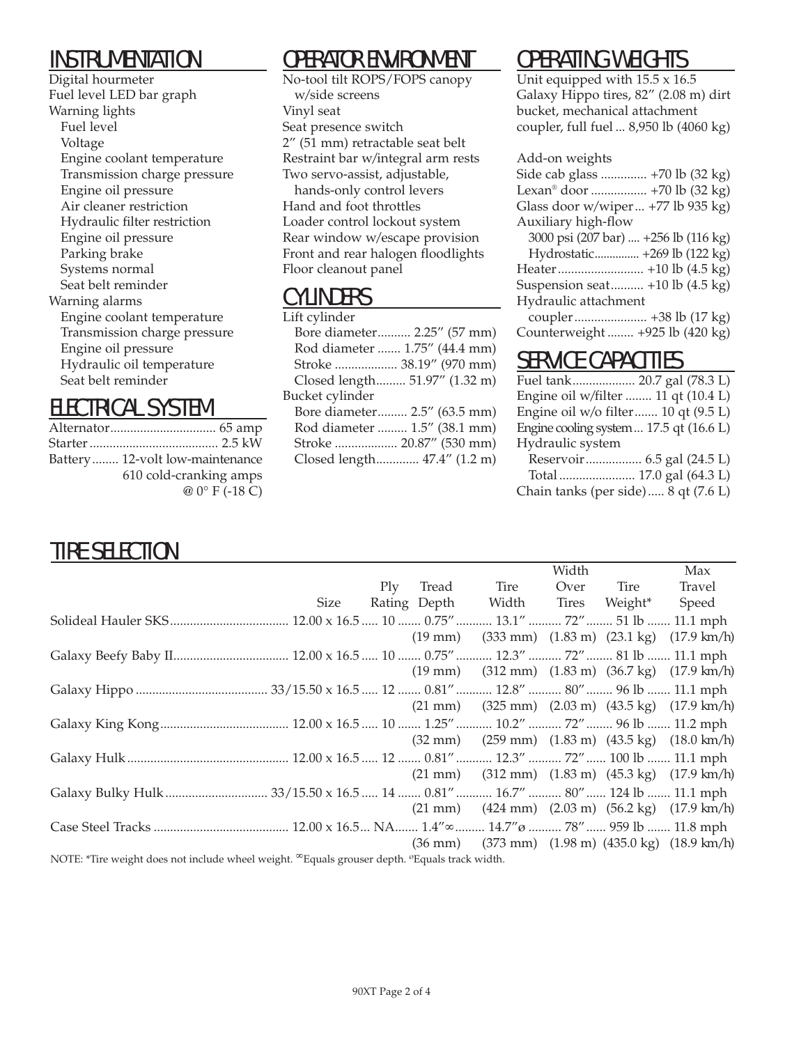## INSTRUMENTATION

Digital hourmeter
Fuel level LED bar graph
Warning lights
- Fuel level
- Voltage
- Engine coolant temperature
- Transmission charge pressure
- Engine oil pressure
- Air cleaner restriction
- Hydraulic filter restriction
- Engine oil pressure
- Parking brake
- Systems normal
- Seat belt reminder

Warning alarms
- Engine coolant temperature
- Transmission charge pressure
- Engine oil pressure
- Hydraulic oil temperature
- Seat belt reminder

## ELECTRICAL SYSTEM

Alternator................................ 65 amp
Starter....................................... 2.5 kW
Battery........ 12-volt low-maintenance
610 cold-cranking amps
@ 0° F (-18 C)

## OPERATOR ENVIRONMENT

No-tool tilt ROPS/FOPS canopy w/side screens
Vinyl seat
Seat presence switch
2″ (51 mm) retractable seat belt
Restraint bar w/integral arm rests
Two servo-assist, adjustable, hands-only control levers
Hand and foot throttles
Loader control lockout system
Rear window w/escape provision
Front and rear halogen floodlights
Floor cleanout panel

## CYLINDERS

Lift cylinder
- Bore diameter.......... 2.25″ (57 mm)
- Rod diameter ....... 1.75″ (44.4 mm)
- Stroke ................... 38.19″ (970 mm)
- Closed length......... 51.97″ (1.32 m)

Bucket cylinder
- Bore diameter......... 2.5″ (63.5 mm)
- Rod diameter ......... 1.5″ (38.1 mm)
- Stroke ................... 20.87″ (530 mm)
- Closed length............ 47.4″ (1.2 m)

## OPERATING WEIGHTS

Unit equipped with 15.5 x 16.5 Galaxy Hippo tires, 82″ (2.08 m) dirt bucket, mechanical attachment coupler, full fuel ... 8,950 lb (4060 kg)

Add-on weights
- Side cab glass .............. +70 lb (32 kg)
- Lexan® door ................. +70 lb (32 kg)
- Glass door w/wiper ... +77 lb 935 kg)
- Auxiliary high-flow
  - 3000 psi (207 bar) .... +256 lb (116 kg)
  - Hydrostatic............... +269 lb (122 kg)
- Heater.......................... +10 lb (4.5 kg)
- Suspension seat.......... +10 lb (4.5 kg)
- Hydraulic attachment coupler...................... +38 lb (17 kg)
- Counterweight ........ +925 lb (420 kg)

## SERVICE CAPACITIES

Fuel tank................... 20.7 gal (78.3 L)
Engine oil w/filter ........ 11 qt (10.4 L)
Engine oil w/o filter....... 10 qt (9.5 L)
Engine cooling system ... 17.5 qt (16.6 L)
Hydraulic system
- Reservoir................. 6.5 gal (24.5 L)
- Total....................... 17.0 gal (64.3 L)

Chain tanks (per side)..... 8 qt (7.6 L)

## TIRE SELECTION

| | Size | Ply Rating | Tread Depth | Tire Width | Width Over Tires | Tire Weight* | Max Travel Speed |
|---|---|---|---|---|---|---|---|
| Solideal Hauler SKS | 12.00 x 16.5 | 10 | 0.75″ (19 mm) | 13.1″ (333 mm) | 72″ (1.83 m) | 51 lb (23.1 kg) | 11.1 mph (17.9 km/h) |
| Galaxy Beefy Baby II | 12.00 x 16.5 | 10 | 0.75″ (19 mm) | 12.3″ (312 mm) | 72″ (1.83 m) | 81 lb (36.7 kg) | 11.1 mph (17.9 km/h) |
| Galaxy Hippo | 33/15.50 x 16.5 | 12 | 0.81″ (21 mm) | 12.8″ (325 mm) | 80″ (2.03 m) | 96 lb (43.5 kg) | 11.1 mph (17.9 km/h) |
| Galaxy King Kong | 12.00 x 16.5 | 10 | 1.25″ (32 mm) | 10.2″ (259 mm) | 72″ (1.83 m) | 96 lb (43.5 kg) | 11.2 mph (18.0 km/h) |
| Galaxy Hulk | 12.00 x 16.5 | 12 | 0.81″ (21 mm) | 12.3″ (312 mm) | 72″ (1.83 m) | 100 lb (45.3 kg) | 11.1 mph (17.9 km/h) |
| Galaxy Bulky Hulk | 33/15.50 x 16.5 | 14 | 0.81″ (21 mm) | 16.7″ (424 mm) | 80″ (2.03 m) | 124 lb (56.2 kg) | 11.1 mph (17.9 km/h) |
| Case Steel Tracks | 12.00 x 16.5 | NA | 1.4″∞ (36 mm) | 14.7″ø (373 mm) | 78″ (1.98 m) | 959 lb (435.0 kg) | 11.8 mph (18.9 km/h) |

NOTE: *Tire weight does not include wheel weight. ∞Equals grouser depth. øEquals track width.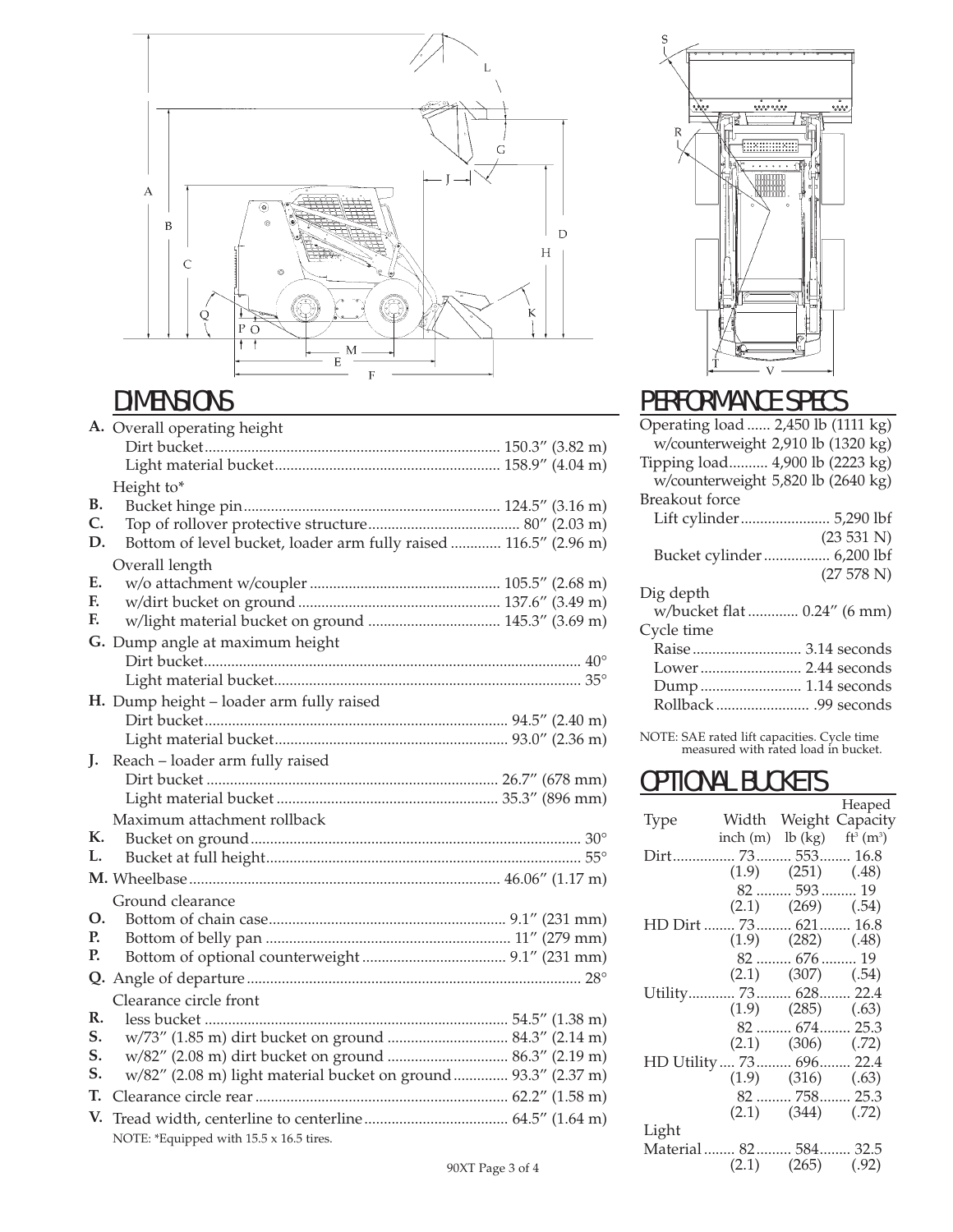## DIMENSIONS

| | | |
|---|---|---|
| **A.** | Overall operating height | |
| | Dirt bucket | 150.3″ (3.82 m) |
| | Light material bucket | 158.9″ (4.04 m) |
| | Height to* | |
| **B.** | Bucket hinge pin | 124.5″ (3.16 m) |
| **C.** | Top of rollover protective structure | 80″ (2.03 m) |
| **D.** | Bottom of level bucket, loader arm fully raised | 116.5″ (2.96 m) |
| | Overall length | |
| **E.** | w/o attachment w/coupler | 105.5″ (2.68 m) |
| **F.** | w/dirt bucket on ground | 137.6″ (3.49 m) |
| **F.** | w/light material bucket on ground | 145.3″ (3.69 m) |
| **G.** | Dump angle at maximum height | |
| | Dirt bucket | 40° |
| | Light material bucket | 35° |
| **H.** | Dump height – loader arm fully raised | |
| | Dirt bucket | 94.5″ (2.40 m) |
| | Light material bucket | 93.0″ (2.36 m) |
| **J.** | Reach – loader arm fully raised | |
| | Dirt bucket | 26.7″ (678 mm) |
| | Light material bucket | 35.3″ (896 mm) |
| | Maximum attachment rollback | |
| **K.** | Bucket on ground | 30° |
| **L.** | Bucket at full height | 55° |
| **M.** | Wheelbase | 46.06″ (1.17 m) |
| | Ground clearance | |
| **O.** | Bottom of chain case | 9.1″ (231 mm) |
| **P.** | Bottom of belly pan | 11″ (279 mm) |
| **P.** | Bottom of optional counterweight | 9.1″ (231 mm) |
| **Q.** | Angle of departure | 28° |
| | Clearance circle front | |
| **R.** | less bucket | 54.5″ (1.38 m) |
| **S.** | w/73″ (1.85 m) dirt bucket on ground | 84.3″ (2.14 m) |
| **S.** | w/82″ (2.08 m) dirt bucket on ground | 86.3″ (2.19 m) |
| **S.** | w/82″ (2.08 m) light material bucket on ground | 93.3″ (2.37 m) |
| **T.** | Clearance circle rear | 62.2″ (1.58 m) |
| **V.** | Tread width, centerline to centerline | 64.5″ (1.64 m) |

NOTE: *Equipped with 15.5 x 16.5 tires.

## PERFORMANCE SPECS

| | |
|---|---|
| Operating load | 2,450 lb (1111 kg) |
| w/counterweight | 2,910 lb (1320 kg) |
| Tipping load | 4,900 lb (2223 kg) |
| w/counterweight | 5,820 lb (2640 kg) |
| Breakout force | |
| Lift cylinder | 5,290 lbf (23 531 N) |
| Bucket cylinder | 6,200 lbf (27 578 N) |
| Dig depth | |
| w/bucket flat | 0.24″ (6 mm) |
| Cycle time | |
| Raise | 3.14 seconds |
| Lower | 2.44 seconds |
| Dump | 1.14 seconds |
| Rollback | .99 seconds |

NOTE: SAE rated lift capacities. Cycle time measured with rated load in bucket.

## OPTIONAL BUCKETS

| Type | Width inch (m) | Weight lb (kg) | Heaped Capacity $ft^3$ ($m^3$) |
|---|---|---|---|
| Dirt | 73 (1.9) | 553 (251) | 16.8 (.48) |
| | 82 (2.1) | 593 (269) | 19 (.54) |
| HD Dirt | 73 (1.9) | 621 (282) | 16.8 (.48) |
| | 82 (2.1) | 676 (307) | 19 (.54) |
| Utility | 73 (1.9) | 628 (285) | 22.4 (.63) |
| | 82 (2.1) | 674 (306) | 25.3 (.72) |
| HD Utility | 73 (1.9) | 696 (316) | 22.4 (.63) |
| | 82 (2.1) | 758 (344) | 25.3 (.72) |
| Light Material | 82 (2.1) | 584 (265) | 32.5 (.92) |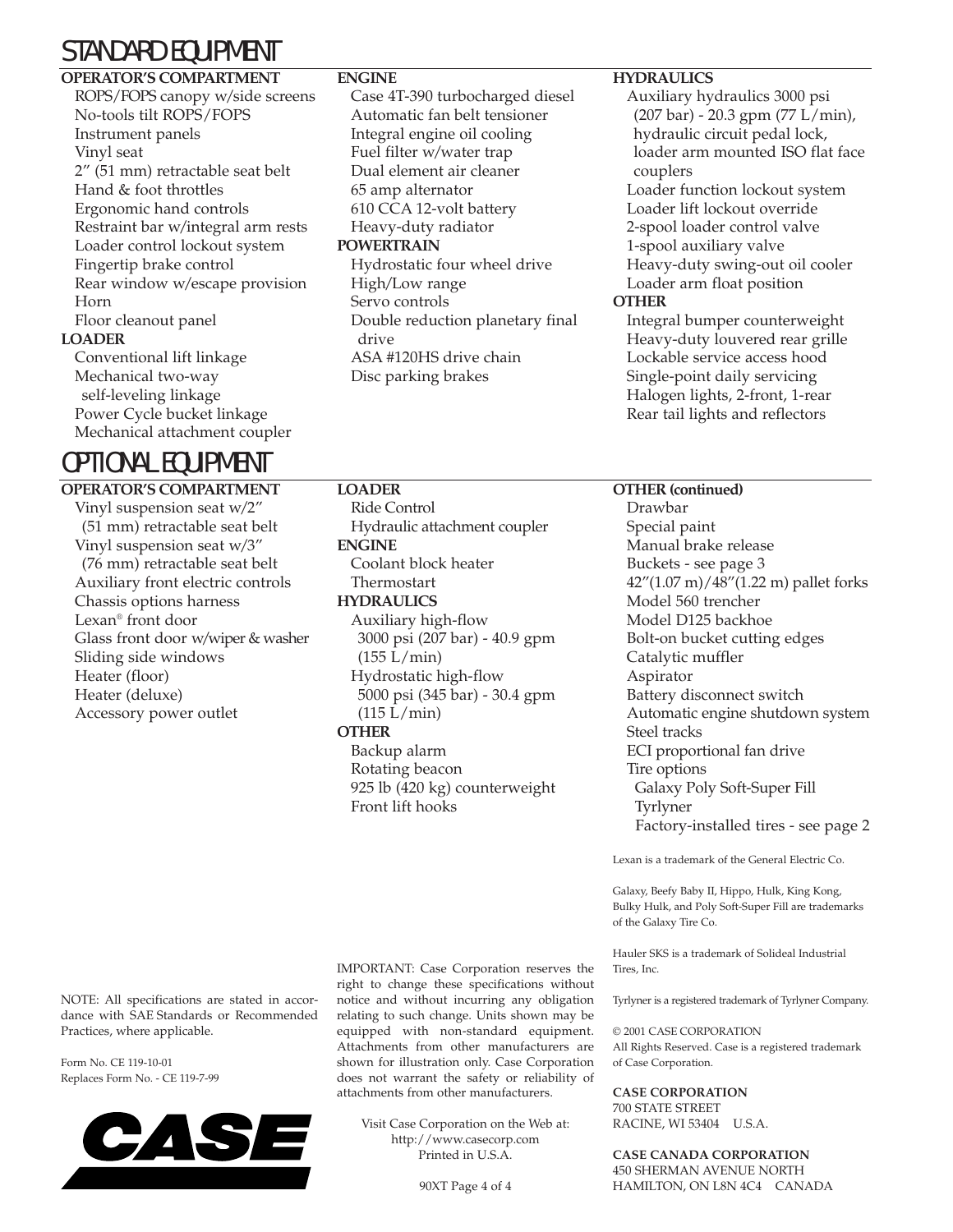# STANDARD EQUIPMENT

**OPERATOR'S COMPARTMENT**
- ROPS/FOPS canopy w/side screens
- No-tools tilt ROPS/FOPS
- Instrument panels
- Vinyl seat
- 2" (51 mm) retractable seat belt
- Hand & foot throttles
- Ergonomic hand controls
- Restraint bar w/integral arm rests
- Loader control lockout system
- Fingertip brake control
- Rear window w/escape provision
- Horn
- Floor cleanout panel

**LOADER**
- Conventional lift linkage
- Mechanical two-way self-leveling linkage
- Power Cycle bucket linkage
- Mechanical attachment coupler

**ENGINE**
- Case 4T-390 turbocharged diesel
- Automatic fan belt tensioner
- Integral engine oil cooling
- Fuel filter w/water trap
- Dual element air cleaner
- 65 amp alternator
- 610 CCA 12-volt battery
- Heavy-duty radiator

**POWERTRAIN**
- Hydrostatic four wheel drive
- High/Low range
- Servo controls
- Double reduction planetary final drive
- ASA #120HS drive chain
- Disc parking brakes

**HYDRAULICS**
- Auxiliary hydraulics 3000 psi (207 bar) - 20.3 gpm (77 L/min), hydraulic circuit pedal lock, loader arm mounted ISO flat face couplers
- Loader function lockout system
- Loader lift lockout override
- 2-spool loader control valve
- 1-spool auxiliary valve
- Heavy-duty swing-out oil cooler
- Loader arm float position

**OTHER**
- Integral bumper counterweight
- Heavy-duty louvered rear grille
- Lockable service access hood
- Single-point daily servicing
- Halogen lights, 2-front, 1-rear
- Rear tail lights and reflectors

# OPTIONAL EQUIPMENT

**OPERATOR'S COMPARTMENT**
- Vinyl suspension seat w/2" (51 mm) retractable seat belt
- Vinyl suspension seat w/3" (76 mm) retractable seat belt
- Auxiliary front electric controls
- Chassis options harness
- Lexan® front door
- Glass front door w/wiper & washer
- Sliding side windows
- Heater (floor)
- Heater (deluxe)
- Accessory power outlet

**LOADER**
- Ride Control
- Hydraulic attachment coupler

**ENGINE**
- Coolant block heater
- Thermostart

**HYDRAULICS**
- Auxiliary high-flow 3000 psi (207 bar) - 40.9 gpm (155 L/min)
- Hydrostatic high-flow 5000 psi (345 bar) - 30.4 gpm (115 L/min)

**OTHER**
- Backup alarm
- Rotating beacon
- 925 lb (420 kg) counterweight
- Front lift hooks

**OTHER (continued)**
- Drawbar
- Special paint
- Manual brake release
- Buckets - see page 3
- 42"(1.07 m)/48"(1.22 m) pallet forks
- Model 560 trencher
- Model D125 backhoe
- Bolt-on bucket cutting edges
- Catalytic muffler
- Aspirator
- Battery disconnect switch
- Automatic engine shutdown system
- Steel tracks
- ECI proportional fan drive
- Tire options
  - Galaxy Poly Soft-Super Fill
  - Tyrlyner
  - Factory-installed tires - see page 2

Lexan is a trademark of the General Electric Co.

Galaxy, Beefy Baby II, Hippo, Hulk, King Kong, Bulky Hulk, and Poly Soft-Super Fill are trademarks of the Galaxy Tire Co.

Hauler SKS is a trademark of Solideal Industrial Tires, Inc.

Tyrlyner is a registered trademark of Tyrlyner Company.

NOTE: All specifications are stated in accordance with SAE Standards or Recommended Practices, where applicable.

Form No. CE 119-10-01
Replaces Form No. - CE 119-7-99

CASE

IMPORTANT: Case Corporation reserves the right to change these specifications without notice and without incurring any obligation relating to such change. Units shown may be equipped with non-standard equipment. Attachments from other manufacturers are shown for illustration only. Case Corporation does not warrant the safety or reliability of attachments from other manufacturers.

Visit Case Corporation on the Web at:
http://www.casecorp.com
Printed in U.S.A.

© 2001 CASE CORPORATION
All Rights Reserved. Case is a registered trademark of Case Corporation.

**CASE CORPORATION**
700 STATE STREET
RACINE, WI 53404 U.S.A.

**CASE CANADA CORPORATION**
450 SHERMAN AVENUE NORTH
HAMILTON, ON L8N 4C4 CANADA